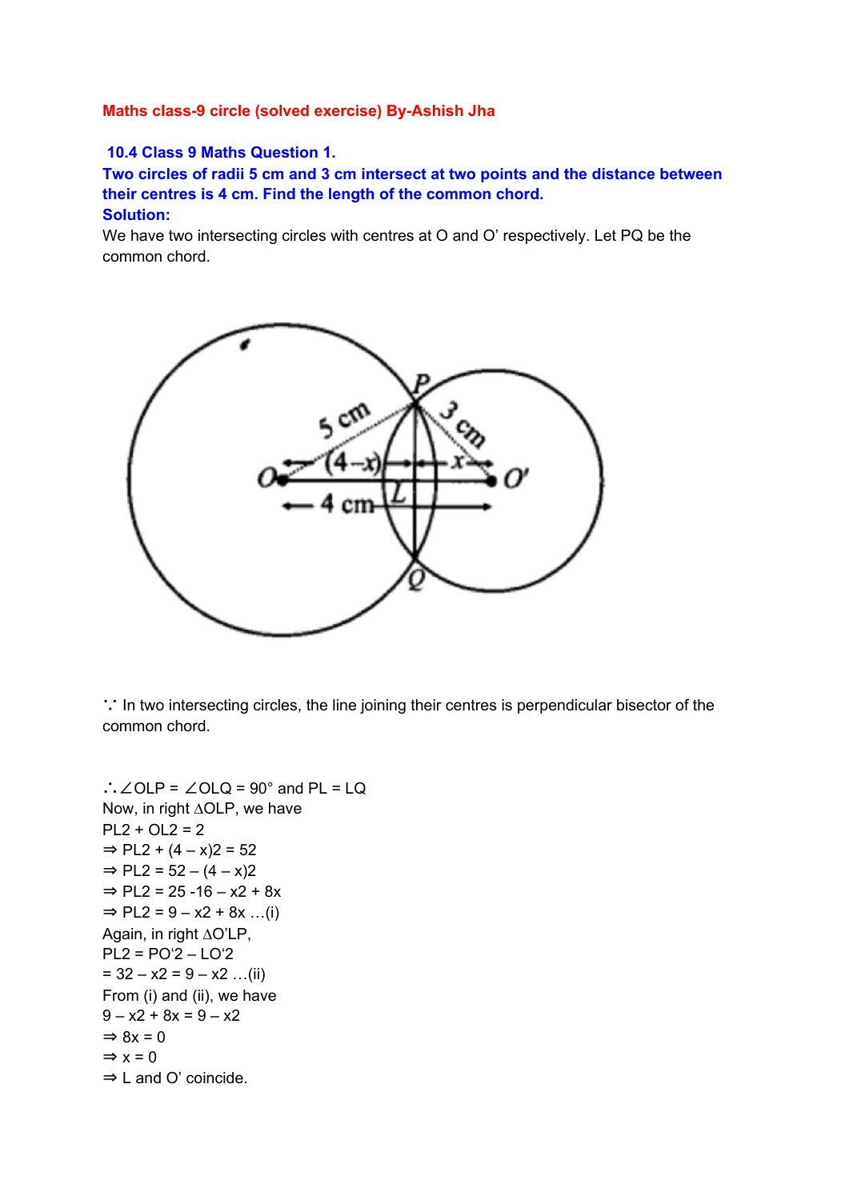**Maths class-9 circle (solved exercise) By-Ashish Jha**

**10.4 Class 9 Maths Question 1.**

**Two circles of radii 5 cm and 3 cm intersect at two points and the distance between their centres is 4 cm. Find the length of the common chord.**

**Solution:**

We have two intersecting circles with centres at O and O' respectively. Let PQ be the common chord.

∵ In two intersecting circles, the line joining their centres is perpendicular bisector of the common chord.

∴ ∠OLP = ∠OLQ = 90° and PL = LQ

Now, in right ∆OLP, we have

$PL^2 + OL^2 = 2$

$\Rightarrow PL^2 + (4 – x)^2 = 5^2$

$\Rightarrow PL^2 = 5^2 – (4 – x)^2$

$\Rightarrow PL^2 = 25 - 16 – x^2 + 8x$

$\Rightarrow PL^2 = 9 – x^2 + 8x$ …(i)

Again, in right ∆O'LP,

$PL^2 = PO'^2 – LO'^2$

$= 3^2 – x^2 = 9 – x^2$ …(ii)

From (i) and (ii), we have

$9 – x^2 + 8x = 9 – x^2$

$\Rightarrow 8x = 0$

$\Rightarrow x = 0$

⇒ L and O' coincide.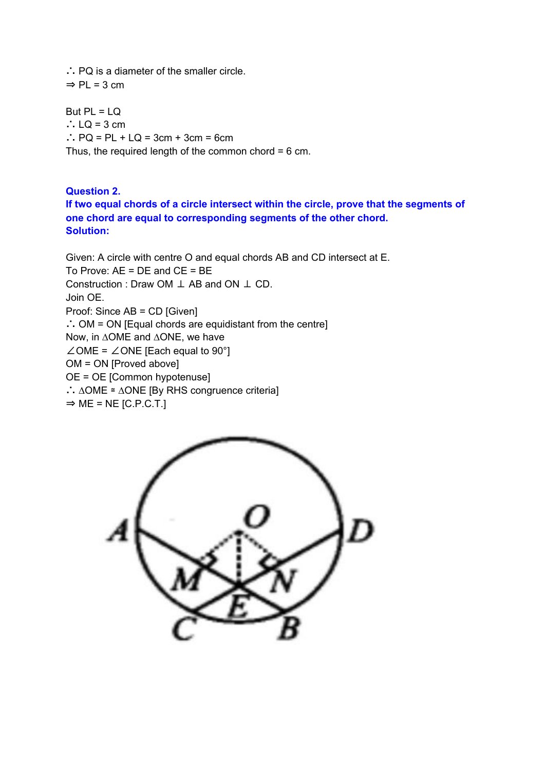∴ PQ is a diameter of the smaller circle.
⇒ PL = 3 cm

But PL = LQ
∴ LQ = 3 cm
∴ PQ = PL + LQ = 3cm + 3cm = 6cm
Thus, the required length of the common chord = 6 cm.

**Question 2.**
**If two equal chords of a circle intersect within the circle, prove that the segments of one chord are equal to corresponding segments of the other chord.**
**Solution:**

Given: A circle with centre O and equal chords AB and CD intersect at E.
To Prove: AE = DE and CE = BE
Construction : Draw OM ⊥ AB and ON ⊥ CD.
Join OE.
Proof: Since AB = CD [Given]
∴ OM = ON [Equal chords are equidistant from the centre]
Now, in ∆OME and ∆ONE, we have
∠OME = ∠ONE [Each equal to 90°]
OM = ON [Proved above]
OE = OE [Common hypotenuse]
∴ ∆OME ≅ ∆ONE [By RHS congruence criteria]
⇒ ME = NE [C.P.C.T.]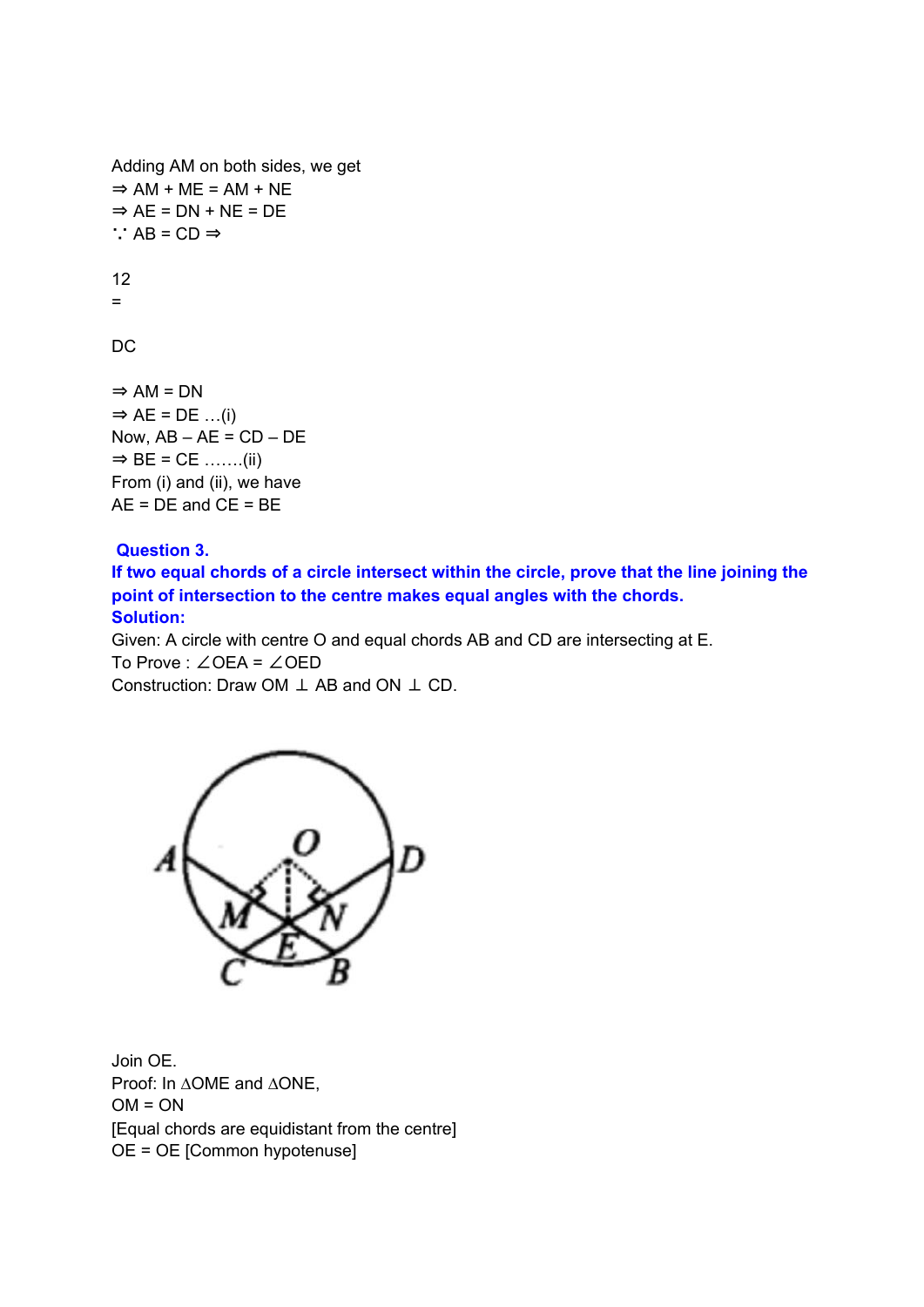Adding AM on both sides, we get

⇒ AM + ME = AM + NE

⇒ AE = DN + NE = DE

∵ AB = CD ⇒

12

=

DC

⇒ AM = DN

⇒ AE = DE …(i)

Now, AB – AE = CD – DE

⇒ BE = CE …….(ii)

From (i) and (ii), we have

AE = DE and CE = BE

**Question 3.**

**If two equal chords of a circle intersect within the circle, prove that the line joining the point of intersection to the centre makes equal angles with the chords.**

**Solution:**

Given: A circle with centre O and equal chords AB and CD are intersecting at E.

To Prove : ∠OEA = ∠OED

Construction: Draw OM ⊥ AB and ON ⊥ CD.

Join OE.

Proof: In ∆OME and ∆ONE,

OM = ON

[Equal chords are equidistant from the centre]

OE = OE [Common hypotenuse]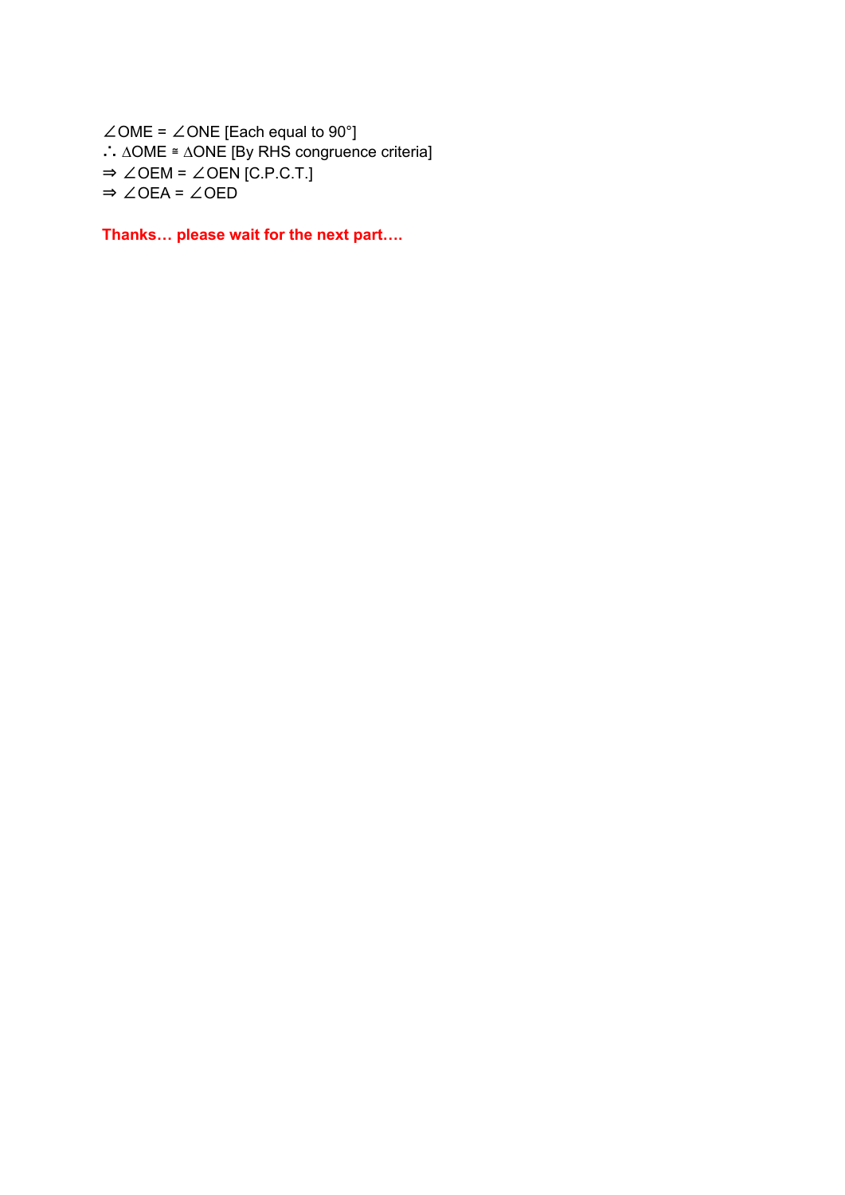$\angle OME = \angle ONE$ [Each equal to 90°]

$\therefore \Delta OME \cong \Delta ONE$ [By RHS congruence criteria]

$\Rightarrow \angle OEM = \angle OEN$ [C.P.C.T.]

$\Rightarrow \angle OEA = \angle OED$

**Thanks… please wait for the next part….**